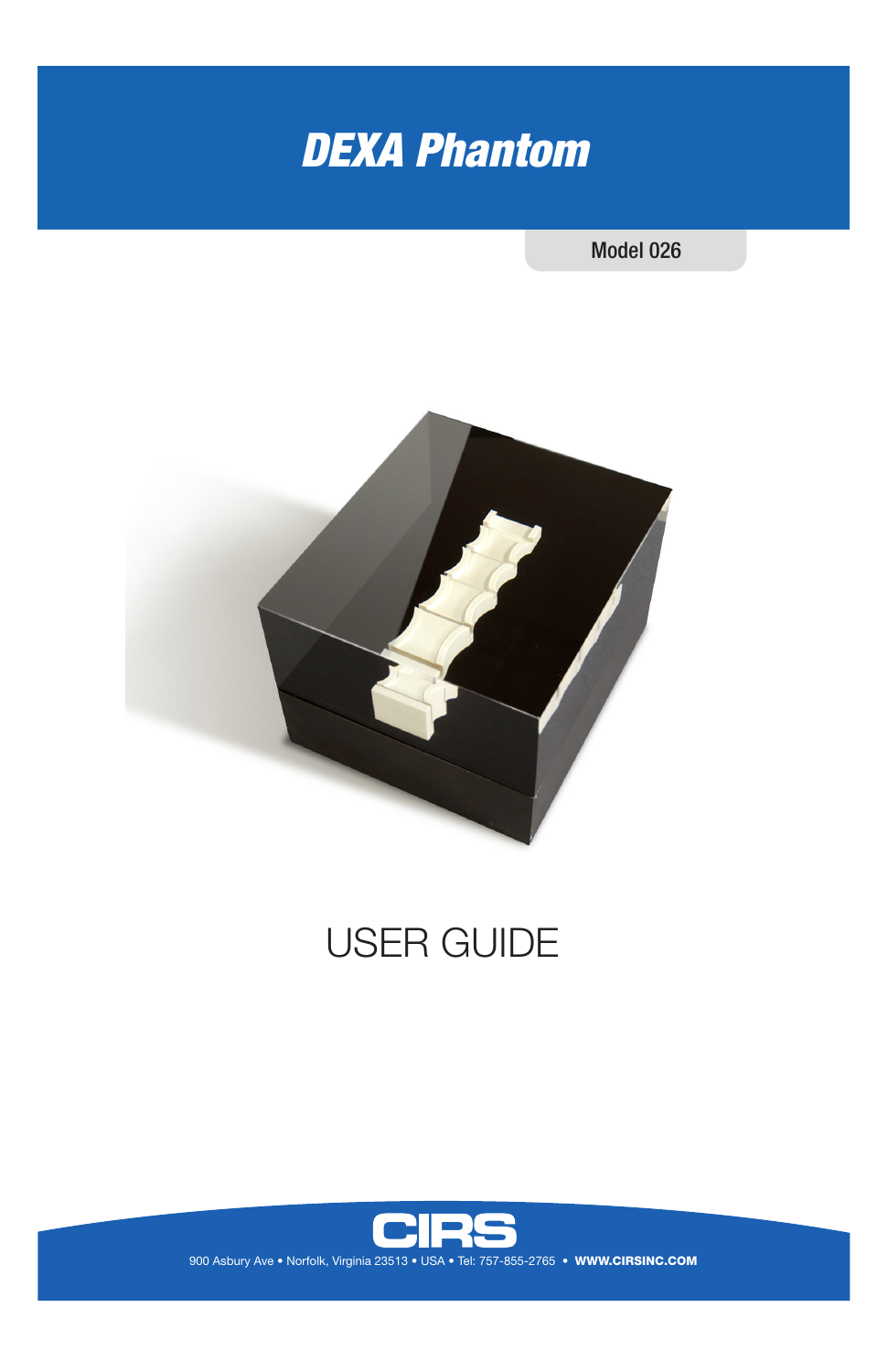# *DEXA Phantom*

Model 026

# USER GUIDE

CIRS

900 Asbury Ave • Norfolk, Virginia 23513 • USA • Tel: 757-855-2765 • **WWW.CIRSINC.COM**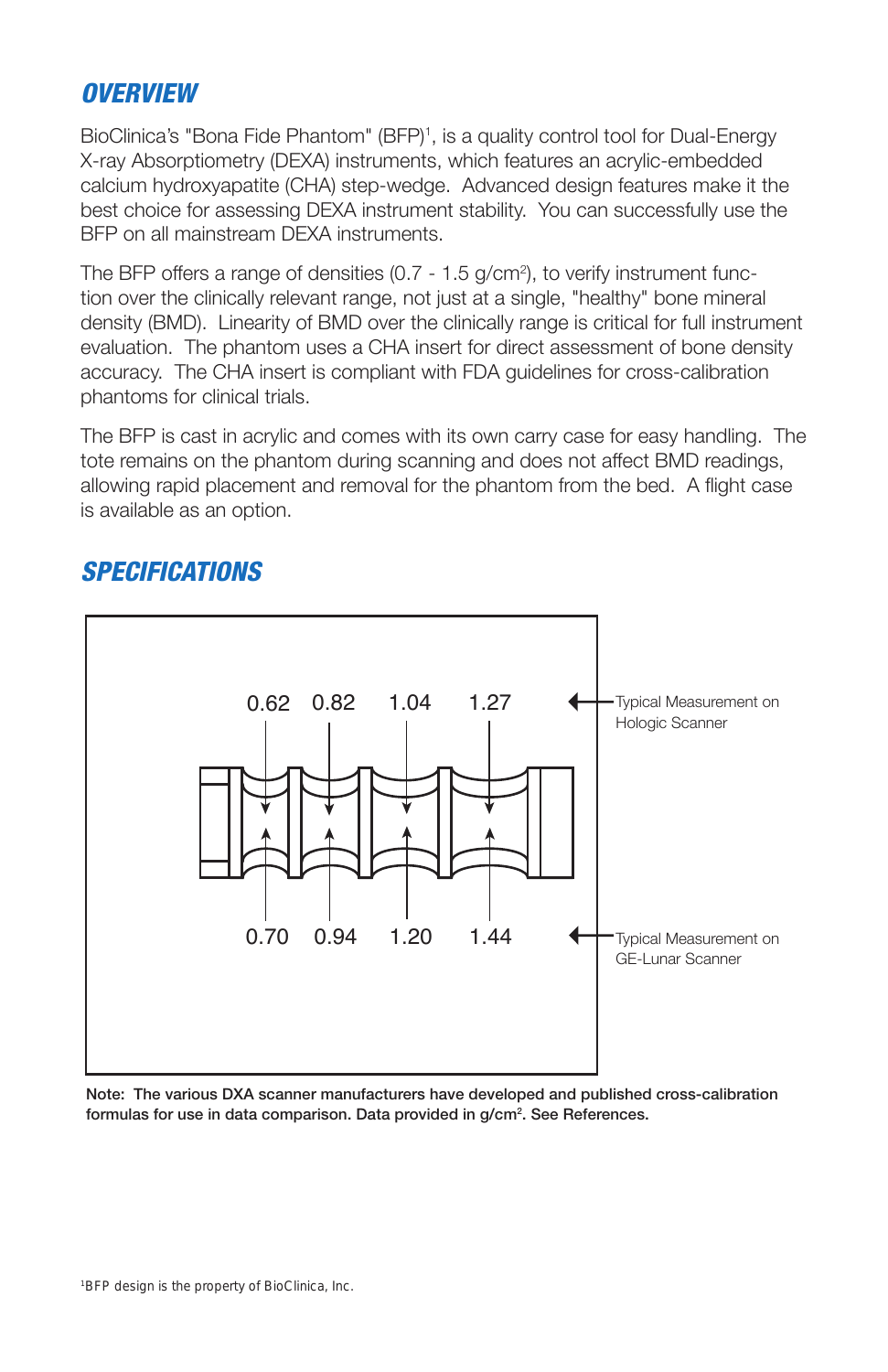## OVERVIEW

BioClinica's "Bona Fide Phantom" (BFP)[1], is a quality control tool for Dual-Energy X-ray Absorptiometry (DEXA) instruments, which features an acrylic-embedded calcium hydroxyapatite (CHA) step-wedge. Advanced design features make it the best choice for assessing DEXA instrument stability. You can successfully use the BFP on all mainstream DEXA instruments.

The BFP offers a range of densities (0.7 - 1.5 g/cm$^2$), to verify instrument function over the clinically relevant range, not just at a single, "healthy" bone mineral density (BMD). Linearity of BMD over the clinically range is critical for full instrument evaluation. The phantom uses a CHA insert for direct assessment of bone density accuracy. The CHA insert is compliant with FDA guidelines for cross-calibration phantoms for clinical trials.

The BFP is cast in acrylic and comes with its own carry case for easy handling. The tote remains on the phantom during scanning and does not affect BMD readings, allowing rapid placement and removal for the phantom from the bed. A flight case is available as an option.

## SPECIFICATIONS

| | Step 1 | Step 2 | Step 3 | Step 4 |
|---|---|---|---|---|
| Typical Measurement on Hologic Scanner | 0.62 | 0.82 | 1.04 | 1.27 |
| Typical Measurement on GE-Lunar Scanner | 0.70 | 0.94 | 1.20 | 1.44 |

**Note: The various DXA scanner manufacturers have developed and published cross-calibration formulas for use in data comparison. Data provided in g/cm$^2$. See References.**

[1]BFP design is the property of BioClinica, Inc.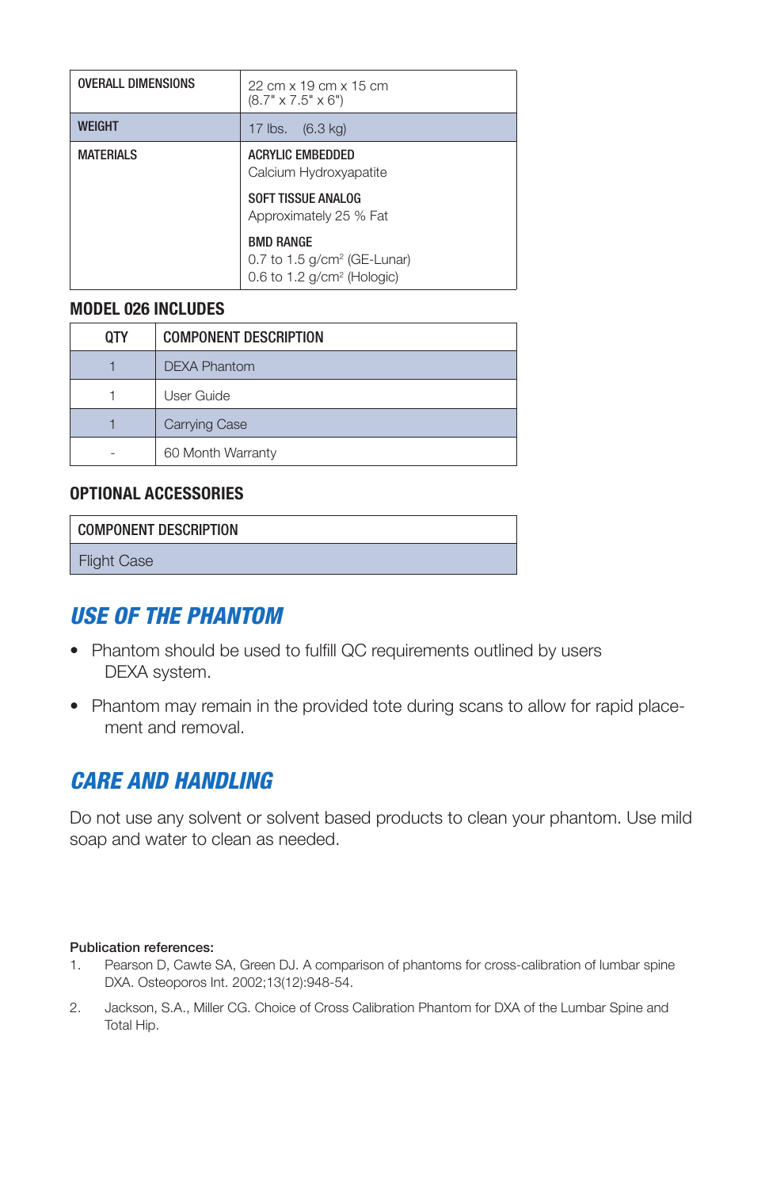| OVERALL DIMENSIONS | 22 cm x 19 cm x 15 cm<br>(8.7" x 7.5" x 6") |
|---|---|
| WEIGHT | 17 lbs. (6.3 kg) |
| MATERIALS | **ACRYLIC EMBEDDED**<br>Calcium Hydroxyapatite<br>**SOFT TISSUE ANALOG**<br>Approximately 25 % Fat<br>**BMD RANGE**<br>0.7 to 1.5 g/cm² (GE-Lunar)<br>0.6 to 1.2 g/cm² (Hologic) |

## MODEL 026 INCLUDES

| QTY | COMPONENT DESCRIPTION |
|---|---|
| 1 | DEXA Phantom |
| 1 | User Guide |
| 1 | Carrying Case |
| - | 60 Month Warranty |

## OPTIONAL ACCESSORIES

| COMPONENT DESCRIPTION |
|---|
| Flight Case |

## *USE OF THE PHANTOM*

- Phantom should be used to fulfill QC requirements outlined by users DEXA system.
- Phantom may remain in the provided tote during scans to allow for rapid placement and removal.

## *CARE AND HANDLING*

Do not use any solvent or solvent based products to clean your phantom. Use mild soap and water to clean as needed.

**Publication references:**

1. Pearson D, Cawte SA, Green DJ. A comparison of phantoms for cross-calibration of lumbar spine DXA. Osteoporos Int. 2002;13(12):948-54.
2. Jackson, S.A., Miller CG. Choice of Cross Calibration Phantom for DXA of the Lumbar Spine and Total Hip.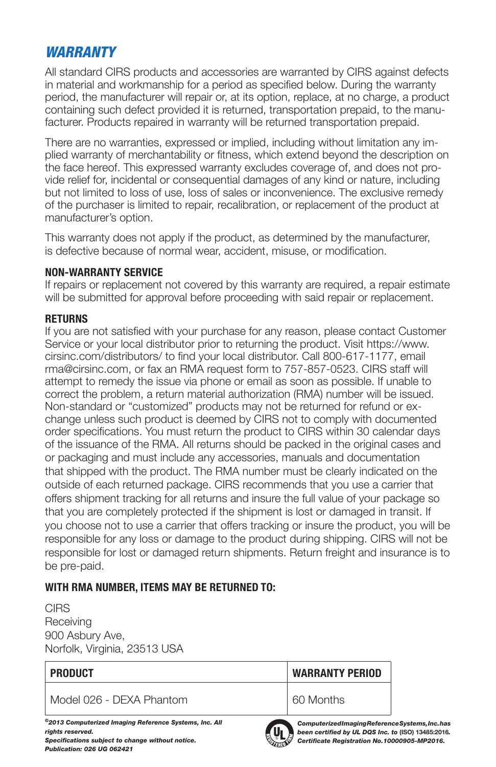## WARRANTY

All standard CIRS products and accessories are warranted by CIRS against defects in material and workmanship for a period as specified below. During the warranty period, the manufacturer will repair or, at its option, replace, at no charge, a product containing such defect provided it is returned, transportation prepaid, to the manufacturer. Products repaired in warranty will be returned transportation prepaid.

There are no warranties, expressed or implied, including without limitation any implied warranty of merchantability or fitness, which extend beyond the description on the face hereof. This expressed warranty excludes coverage of, and does not provide relief for, incidental or consequential damages of any kind or nature, including but not limited to loss of use, loss of sales or inconvenience. The exclusive remedy of the purchaser is limited to repair, recalibration, or replacement of the product at manufacturer's option.

This warranty does not apply if the product, as determined by the manufacturer, is defective because of normal wear, accident, misuse, or modification.

**NON-WARRANTY SERVICE**
If repairs or replacement not covered by this warranty are required, a repair estimate will be submitted for approval before proceeding with said repair or replacement.

**RETURNS**
If you are not satisfied with your purchase for any reason, please contact Customer Service or your local distributor prior to returning the product. Visit https://www.cirsinc.com/distributors/ to find your local distributor. Call 800-617-1177, email rma@cirsinc.com, or fax an RMA request form to 757-857-0523. CIRS staff will attempt to remedy the issue via phone or email as soon as possible. If unable to correct the problem, a return material authorization (RMA) number will be issued. Non-standard or "customized" products may not be returned for refund or exchange unless such product is deemed by CIRS not to comply with documented order specifications. You must return the product to CIRS within 30 calendar days of the issuance of the RMA. All returns should be packed in the original cases and or packaging and must include any accessories, manuals and documentation that shipped with the product. The RMA number must be clearly indicated on the outside of each returned package. CIRS recommends that you use a carrier that offers shipment tracking for all returns and insure the full value of your package so that you are completely protected if the shipment is lost or damaged in transit. If you choose not to use a carrier that offers tracking or insure the product, you will be responsible for any loss or damage to the product during shipping. CIRS will not be responsible for lost or damaged return shipments. Return freight and insurance is to be pre-paid.

**WITH RMA NUMBER, ITEMS MAY BE RETURNED TO:**

CIRS
Receiving
900 Asbury Ave,
Norfolk, Virginia, 23513 USA

| PRODUCT | WARRANTY PERIOD |
| --- | --- |
| Model 026 - DEXA Phantom | 60 Months |

***©2013 Computerized Imaging Reference Systems, Inc. All rights reserved.***
***Specifications subject to change without notice.***
***Publication: 026 UG 062421***

***Computerized Imaging Reference Systems, Inc. has been certified by UL DQS Inc. to (ISO) 13485:2016. Certificate Registration No. 10000905-MP2016.***